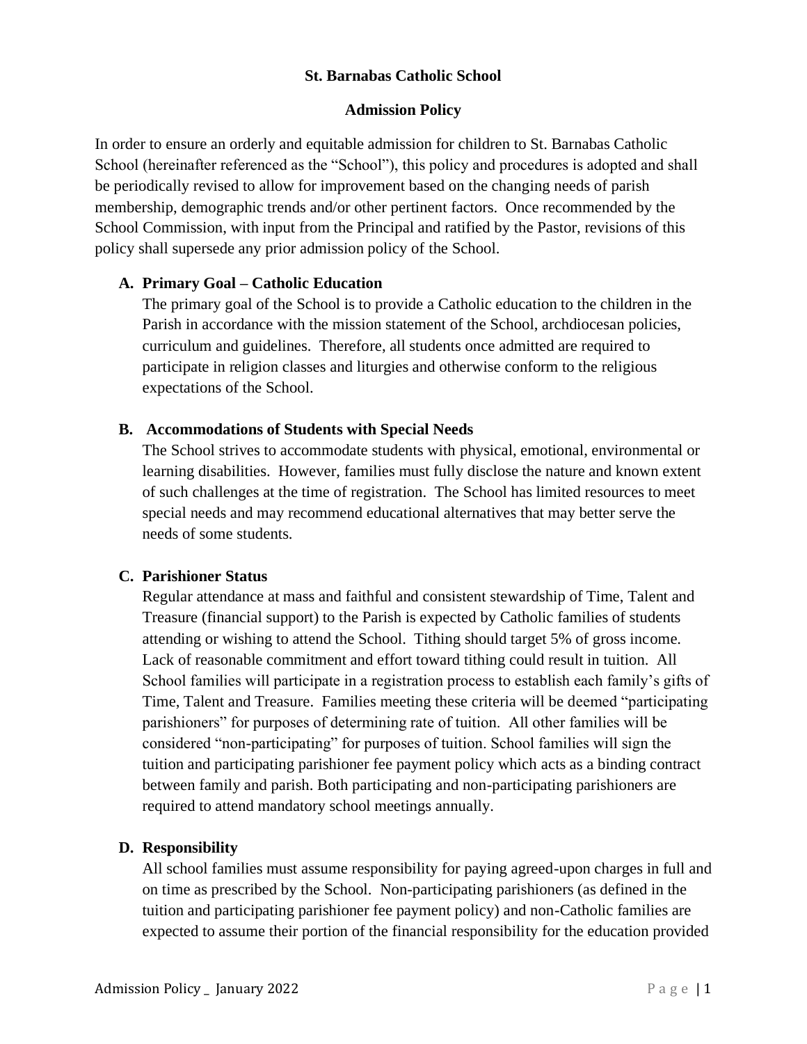**St. Barnabas Catholic School**

**Admission Policy**

In order to ensure an orderly and equitable admission for children to St. Barnabas Catholic School (hereinafter referenced as the "School"), this policy and procedures is adopted and shall be periodically revised to allow for improvement based on the changing needs of parish membership, demographic trends and/or other pertinent factors. Once recommended by the School Commission, with input from the Principal and ratified by the Pastor, revisions of this policy shall supersede any prior admission policy of the School.

**A. Primary Goal – Catholic Education**

The primary goal of the School is to provide a Catholic education to the children in the Parish in accordance with the mission statement of the School, archdiocesan policies, curriculum and guidelines. Therefore, all students once admitted are required to participate in religion classes and liturgies and otherwise conform to the religious expectations of the School.

**B. Accommodations of Students with Special Needs**

The School strives to accommodate students with physical, emotional, environmental or learning disabilities. However, families must fully disclose the nature and known extent of such challenges at the time of registration. The School has limited resources to meet special needs and may recommend educational alternatives that may better serve the needs of some students.

**C. Parishioner Status**

Regular attendance at mass and faithful and consistent stewardship of Time, Talent and Treasure (financial support) to the Parish is expected by Catholic families of students attending or wishing to attend the School. Tithing should target 5% of gross income. Lack of reasonable commitment and effort toward tithing could result in tuition. All School families will participate in a registration process to establish each family's gifts of Time, Talent and Treasure. Families meeting these criteria will be deemed "participating parishioners" for purposes of determining rate of tuition. All other families will be considered "non-participating" for purposes of tuition. School families will sign the tuition and participating parishioner fee payment policy which acts as a binding contract between family and parish. Both participating and non-participating parishioners are required to attend mandatory school meetings annually.

**D. Responsibility**

All school families must assume responsibility for paying agreed-upon charges in full and on time as prescribed by the School. Non-participating parishioners (as defined in the tuition and participating parishioner fee payment policy) and non-Catholic families are expected to assume their portion of the financial responsibility for the education provided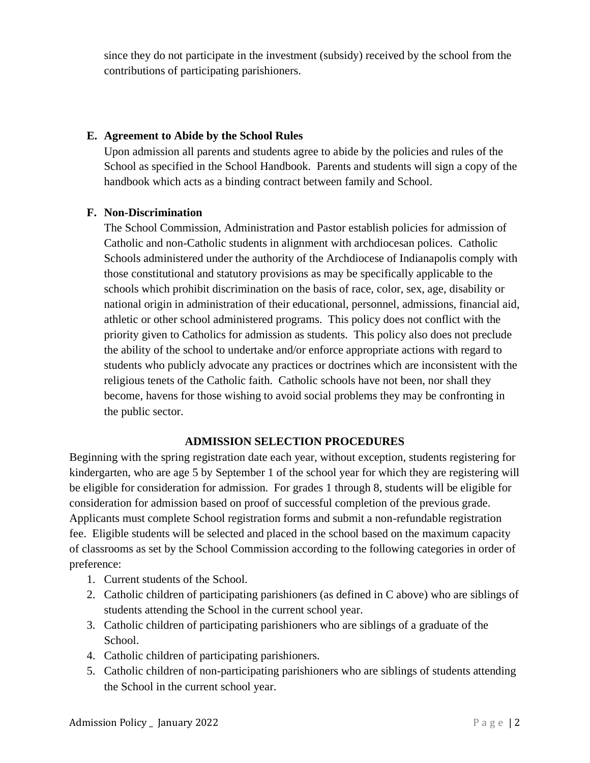since they do not participate in the investment (subsidy) received by the school from the contributions of participating parishioners.

**E. Agreement to Abide by the School Rules**

Upon admission all parents and students agree to abide by the policies and rules of the School as specified in the School Handbook. Parents and students will sign a copy of the handbook which acts as a binding contract between family and School.

**F. Non-Discrimination**

The School Commission, Administration and Pastor establish policies for admission of Catholic and non-Catholic students in alignment with archdiocesan polices. Catholic Schools administered under the authority of the Archdiocese of Indianapolis comply with those constitutional and statutory provisions as may be specifically applicable to the schools which prohibit discrimination on the basis of race, color, sex, age, disability or national origin in administration of their educational, personnel, admissions, financial aid, athletic or other school administered programs. This policy does not conflict with the priority given to Catholics for admission as students. This policy also does not preclude the ability of the school to undertake and/or enforce appropriate actions with regard to students who publicly advocate any practices or doctrines which are inconsistent with the religious tenets of the Catholic faith. Catholic schools have not been, nor shall they become, havens for those wishing to avoid social problems they may be confronting in the public sector.

## ADMISSION SELECTION PROCEDURES

Beginning with the spring registration date each year, without exception, students registering for kindergarten, who are age 5 by September 1 of the school year for which they are registering will be eligible for consideration for admission. For grades 1 through 8, students will be eligible for consideration for admission based on proof of successful completion of the previous grade. Applicants must complete School registration forms and submit a non-refundable registration fee. Eligible students will be selected and placed in the school based on the maximum capacity of classrooms as set by the School Commission according to the following categories in order of preference:

1. Current students of the School.
2. Catholic children of participating parishioners (as defined in C above) who are siblings of students attending the School in the current school year.
3. Catholic children of participating parishioners who are siblings of a graduate of the School.
4. Catholic children of participating parishioners.
5. Catholic children of non-participating parishioners who are siblings of students attending the School in the current school year.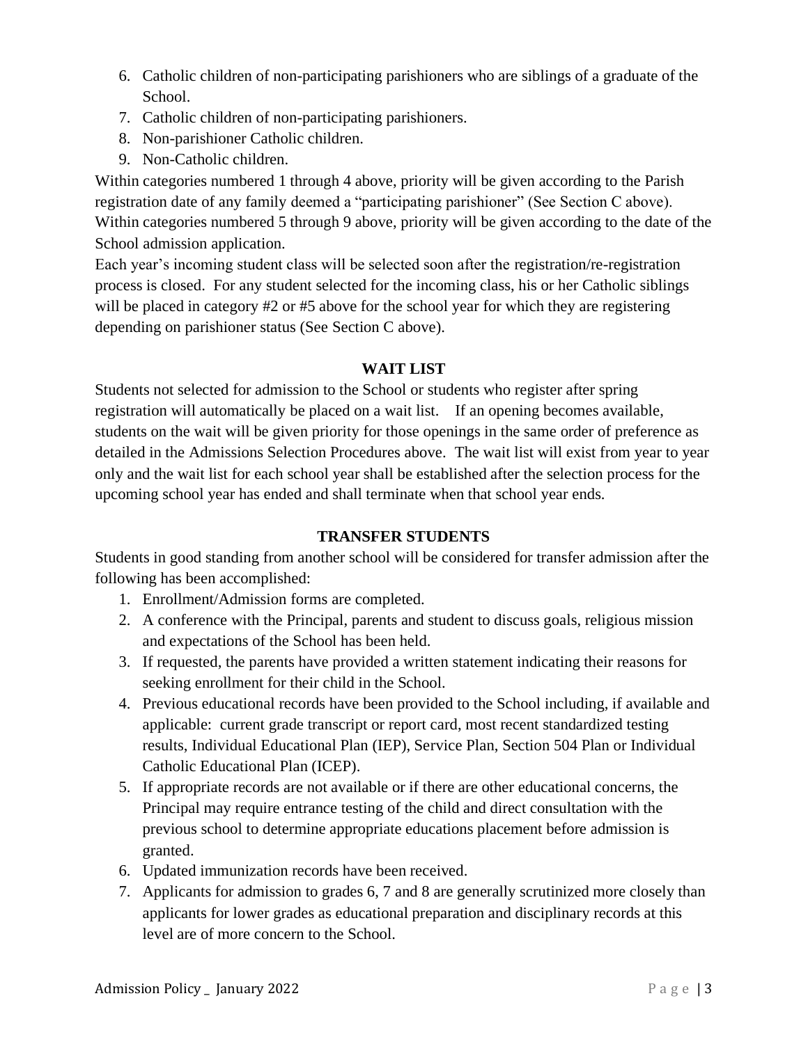6. Catholic children of non-participating parishioners who are siblings of a graduate of the School.
7. Catholic children of non-participating parishioners.
8. Non-parishioner Catholic children.
9. Non-Catholic children.

Within categories numbered 1 through 4 above, priority will be given according to the Parish registration date of any family deemed a "participating parishioner" (See Section C above). Within categories numbered 5 through 9 above, priority will be given according to the date of the School admission application.

Each year's incoming student class will be selected soon after the registration/re-registration process is closed. For any student selected for the incoming class, his or her Catholic siblings will be placed in category #2 or #5 above for the school year for which they are registering depending on parishioner status (See Section C above).

## WAIT LIST

Students not selected for admission to the School or students who register after spring registration will automatically be placed on a wait list. If an opening becomes available, students on the wait will be given priority for those openings in the same order of preference as detailed in the Admissions Selection Procedures above. The wait list will exist from year to year only and the wait list for each school year shall be established after the selection process for the upcoming school year has ended and shall terminate when that school year ends.

## TRANSFER STUDENTS

Students in good standing from another school will be considered for transfer admission after the following has been accomplished:

1. Enrollment/Admission forms are completed.
2. A conference with the Principal, parents and student to discuss goals, religious mission and expectations of the School has been held.
3. If requested, the parents have provided a written statement indicating their reasons for seeking enrollment for their child in the School.
4. Previous educational records have been provided to the School including, if available and applicable: current grade transcript or report card, most recent standardized testing results, Individual Educational Plan (IEP), Service Plan, Section 504 Plan or Individual Catholic Educational Plan (ICEP).
5. If appropriate records are not available or if there are other educational concerns, the Principal may require entrance testing of the child and direct consultation with the previous school to determine appropriate educations placement before admission is granted.
6. Updated immunization records have been received.
7. Applicants for admission to grades 6, 7 and 8 are generally scrutinized more closely than applicants for lower grades as educational preparation and disciplinary records at this level are of more concern to the School.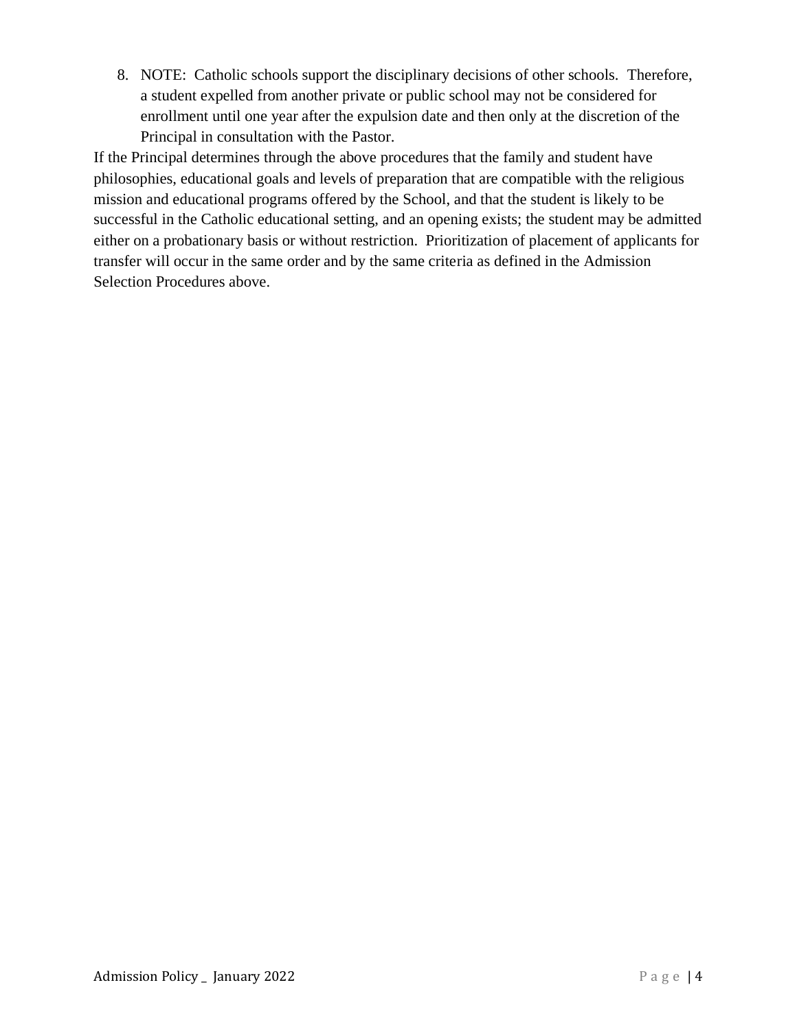8. NOTE: Catholic schools support the disciplinary decisions of other schools. Therefore, a student expelled from another private or public school may not be considered for enrollment until one year after the expulsion date and then only at the discretion of the Principal in consultation with the Pastor.

If the Principal determines through the above procedures that the family and student have philosophies, educational goals and levels of preparation that are compatible with the religious mission and educational programs offered by the School, and that the student is likely to be successful in the Catholic educational setting, and an opening exists; the student may be admitted either on a probationary basis or without restriction. Prioritization of placement of applicants for transfer will occur in the same order and by the same criteria as defined in the Admission Selection Procedures above.